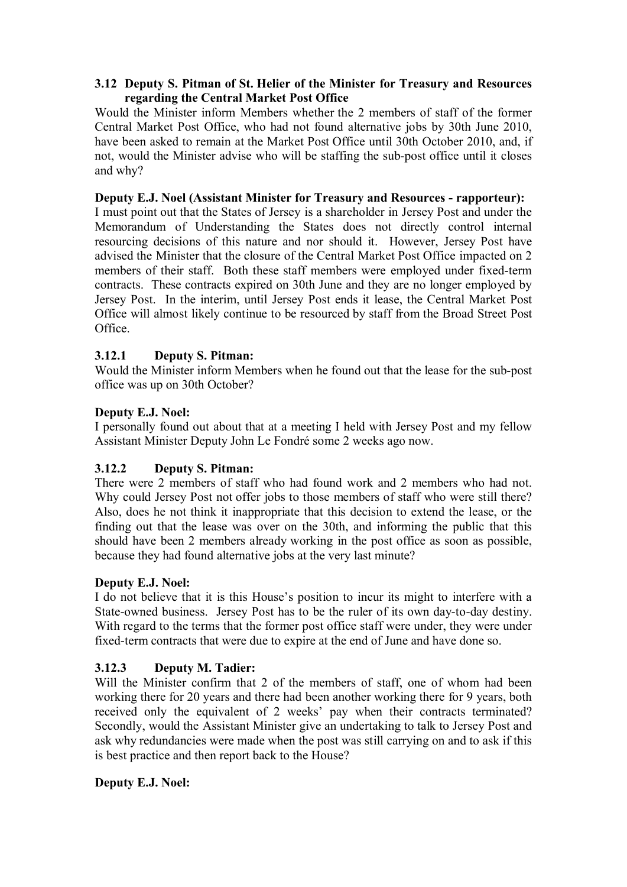### 3.12 Deputy S. Pitman of St. Helier of the Minister for Treasury and Resources regarding the Central Market Post Office

Would the Minister inform Members whether the 2 members of staff of the former Central Market Post Office, who had not found alternative jobs by 30th June 2010, have been asked to remain at the Market Post Office until 30th October 2010, and, if not, would the Minister advise who will be staffing the sub-post office until it closes and why?

**Deputy E.J. Noel (Assistant Minister for Treasury and Resources - rapporteur):**

I must point out that the States of Jersey is a shareholder in Jersey Post and under the Memorandum of Understanding the States does not directly control internal resourcing decisions of this nature and nor should it. However, Jersey Post have advised the Minister that the closure of the Central Market Post Office impacted on 2 members of their staff. Both these staff members were employed under fixed-term contracts. These contracts expired on 30th June and they are no longer employed by Jersey Post. In the interim, until Jersey Post ends it lease, the Central Market Post Office will almost likely continue to be resourced by staff from the Broad Street Post Office.

### 3.12.1 Deputy S. Pitman:

Would the Minister inform Members when he found out that the lease for the sub-post office was up on 30th October?

**Deputy E.J. Noel:**

I personally found out about that at a meeting I held with Jersey Post and my fellow Assistant Minister Deputy John Le Fondré some 2 weeks ago now.

### 3.12.2 Deputy S. Pitman:

There were 2 members of staff who had found work and 2 members who had not. Why could Jersey Post not offer jobs to those members of staff who were still there? Also, does he not think it inappropriate that this decision to extend the lease, or the finding out that the lease was over on the 30th, and informing the public that this should have been 2 members already working in the post office as soon as possible, because they had found alternative jobs at the very last minute?

**Deputy E.J. Noel:**

I do not believe that it is this House's position to incur its might to interfere with a State-owned business. Jersey Post has to be the ruler of its own day-to-day destiny. With regard to the terms that the former post office staff were under, they were under fixed-term contracts that were due to expire at the end of June and have done so.

### 3.12.3 Deputy M. Tadier:

Will the Minister confirm that 2 of the members of staff, one of whom had been working there for 20 years and there had been another working there for 9 years, both received only the equivalent of 2 weeks' pay when their contracts terminated? Secondly, would the Assistant Minister give an undertaking to talk to Jersey Post and ask why redundancies were made when the post was still carrying on and to ask if this is best practice and then report back to the House?

**Deputy E.J. Noel:**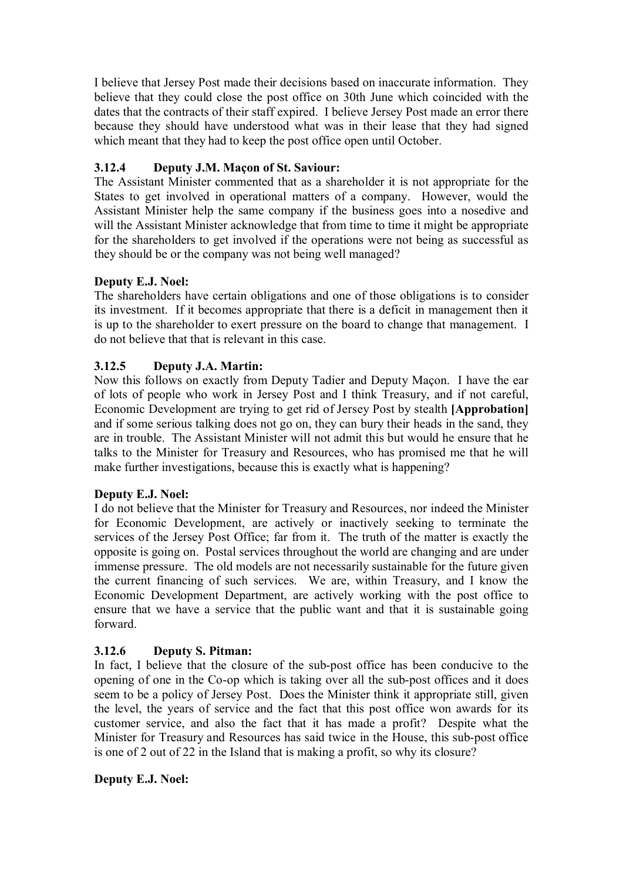I believe that Jersey Post made their decisions based on inaccurate information. They believe that they could close the post office on 30th June which coincided with the dates that the contracts of their staff expired. I believe Jersey Post made an error there because they should have understood what was in their lease that they had signed which meant that they had to keep the post office open until October.

### 3.12.4 Deputy J.M. Maçon of St. Saviour:

The Assistant Minister commented that as a shareholder it is not appropriate for the States to get involved in operational matters of a company. However, would the Assistant Minister help the same company if the business goes into a nosedive and will the Assistant Minister acknowledge that from time to time it might be appropriate for the shareholders to get involved if the operations were not being as successful as they should be or the company was not being well managed?

**Deputy E.J. Noel:**

The shareholders have certain obligations and one of those obligations is to consider its investment. If it becomes appropriate that there is a deficit in management then it is up to the shareholder to exert pressure on the board to change that management. I do not believe that that is relevant in this case.

### 3.12.5 Deputy J.A. Martin:

Now this follows on exactly from Deputy Tadier and Deputy Maçon. I have the ear of lots of people who work in Jersey Post and I think Treasury, and if not careful, Economic Development are trying to get rid of Jersey Post by stealth **[Approbation]** and if some serious talking does not go on, they can bury their heads in the sand, they are in trouble. The Assistant Minister will not admit this but would he ensure that he talks to the Minister for Treasury and Resources, who has promised me that he will make further investigations, because this is exactly what is happening?

**Deputy E.J. Noel:**

I do not believe that the Minister for Treasury and Resources, nor indeed the Minister for Economic Development, are actively or inactively seeking to terminate the services of the Jersey Post Office; far from it. The truth of the matter is exactly the opposite is going on. Postal services throughout the world are changing and are under immense pressure. The old models are not necessarily sustainable for the future given the current financing of such services. We are, within Treasury, and I know the Economic Development Department, are actively working with the post office to ensure that we have a service that the public want and that it is sustainable going forward.

### 3.12.6 Deputy S. Pitman:

In fact, I believe that the closure of the sub-post office has been conducive to the opening of one in the Co-op which is taking over all the sub-post offices and it does seem to be a policy of Jersey Post. Does the Minister think it appropriate still, given the level, the years of service and the fact that this post office won awards for its customer service, and also the fact that it has made a profit? Despite what the Minister for Treasury and Resources has said twice in the House, this sub-post office is one of 2 out of 22 in the Island that is making a profit, so why its closure?

**Deputy E.J. Noel:**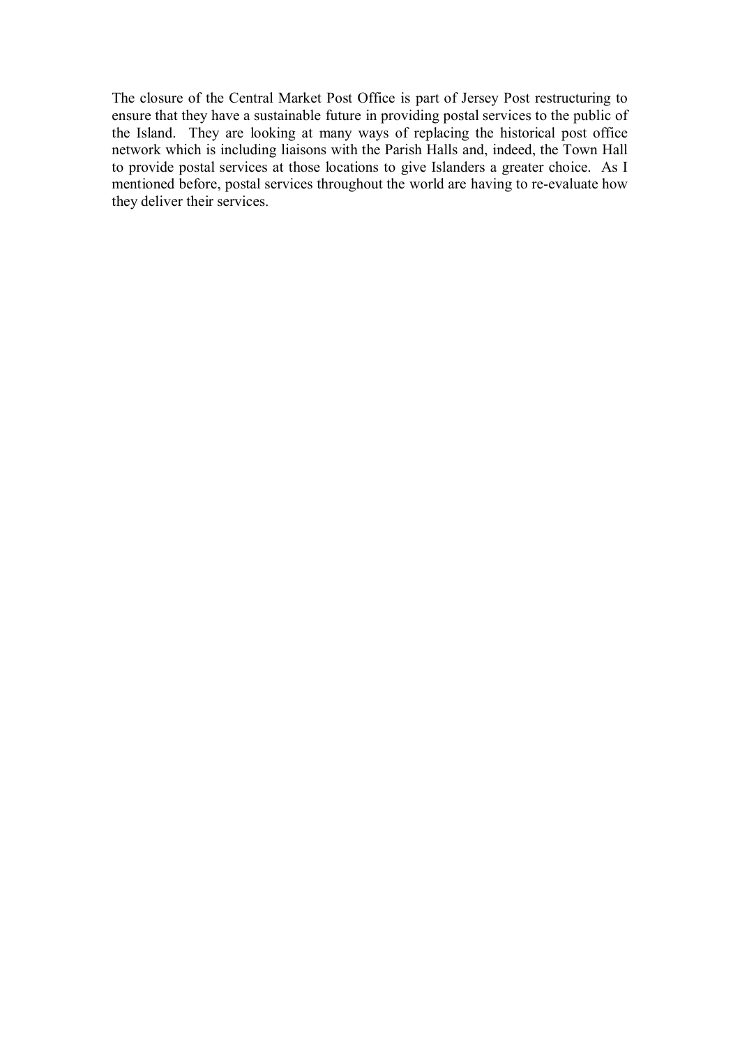The closure of the Central Market Post Office is part of Jersey Post restructuring to ensure that they have a sustainable future in providing postal services to the public of the Island. They are looking at many ways of replacing the historical post office network which is including liaisons with the Parish Halls and, indeed, the Town Hall to provide postal services at those locations to give Islanders a greater choice. As I mentioned before, postal services throughout the world are having to re-evaluate how they deliver their services.